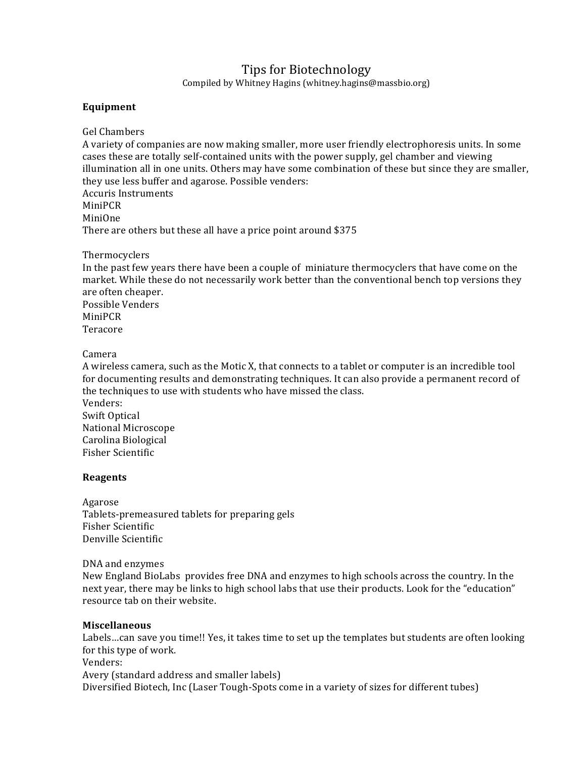# Tips for Biotechnology

Compiled by Whitney Hagins (whitney.hagins@massbio.org)

## Equipment

Gel Chambers

A variety of companies are now making smaller, more user friendly electrophoresis units. In some cases these are totally self-contained units with the power supply, gel chamber and viewing illumination all in one units. Others may have some combination of these but since they are smaller, they use less buffer and agarose. Possible venders:

Accuris Instruments
MiniPCR
MiniOne
There are others but these all have a price point around $375

Thermocyclers

In the past few years there have been a couple of miniature thermocyclers that have come on the market. While these do not necessarily work better than the conventional bench top versions they are often cheaper.

Possible Venders
MiniPCR
Teracore

Camera

A wireless camera, such as the Motic X, that connects to a tablet or computer is an incredible tool for documenting results and demonstrating techniques. It can also provide a permanent record of the techniques to use with students who have missed the class.

Venders:
Swift Optical
National Microscope
Carolina Biological
Fisher Scientific

## Reagents

Agarose

Tablets-premeasured tablets for preparing gels
Fisher Scientific
Denville Scientific

DNA and enzymes

New England BioLabs provides free DNA and enzymes to high schools across the country. In the next year, there may be links to high school labs that use their products. Look for the "education" resource tab on their website.

## Miscellaneous

Labels…can save you time!! Yes, it takes time to set up the templates but students are often looking for this type of work.

Venders:
Avery (standard address and smaller labels)
Diversified Biotech, Inc (Laser Tough-Spots come in a variety of sizes for different tubes)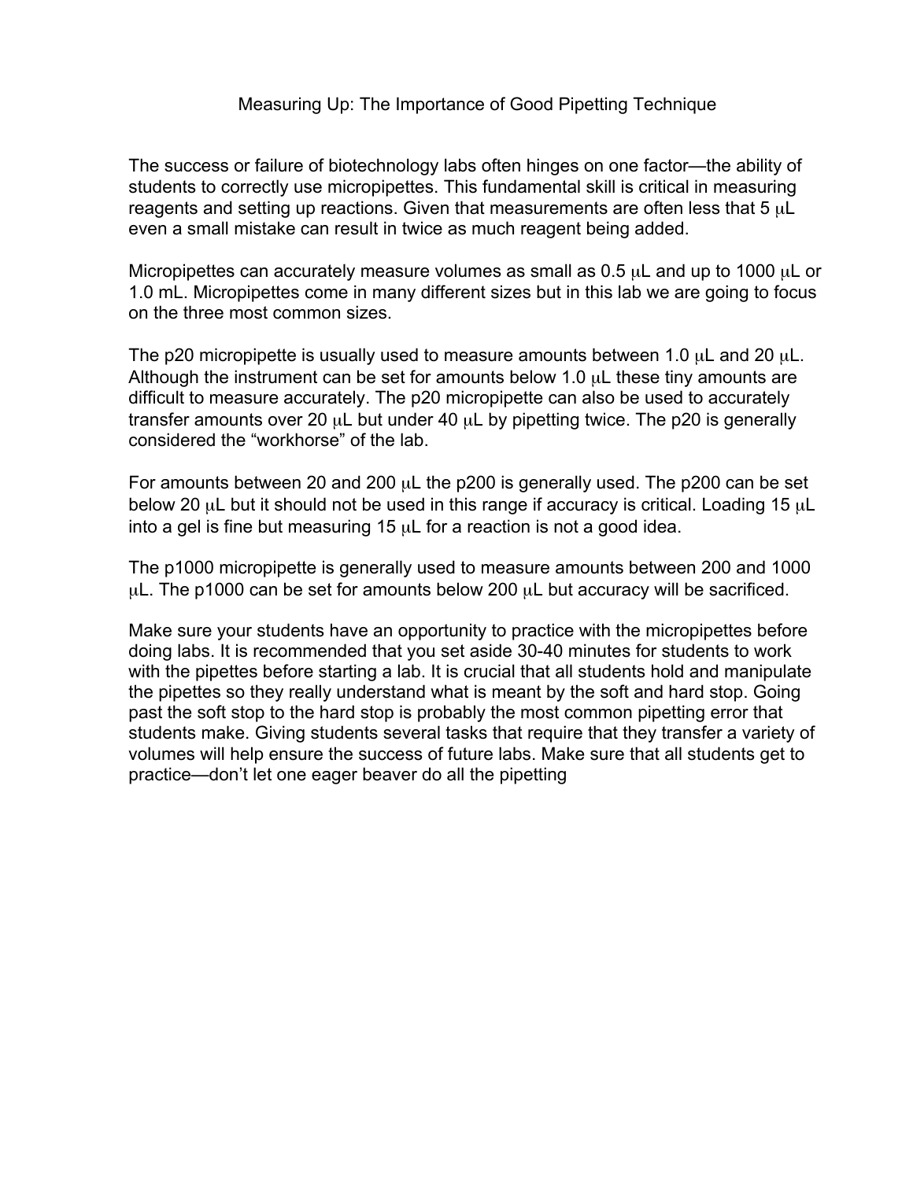# Measuring Up: The Importance of Good Pipetting Technique

The success or failure of biotechnology labs often hinges on one factor—the ability of students to correctly use micropipettes. This fundamental skill is critical in measuring reagents and setting up reactions. Given that measurements are often less that 5 μL even a small mistake can result in twice as much reagent being added.

Micropipettes can accurately measure volumes as small as 0.5 μL and up to 1000 μL or 1.0 mL. Micropipettes come in many different sizes but in this lab we are going to focus on the three most common sizes.

The p20 micropipette is usually used to measure amounts between 1.0 μL and 20 μL. Although the instrument can be set for amounts below 1.0 μL these tiny amounts are difficult to measure accurately. The p20 micropipette can also be used to accurately transfer amounts over 20 μL but under 40 μL by pipetting twice. The p20 is generally considered the "workhorse" of the lab.

For amounts between 20 and 200 μL the p200 is generally used. The p200 can be set below 20 μL but it should not be used in this range if accuracy is critical. Loading 15 μL into a gel is fine but measuring 15 μL for a reaction is not a good idea.

The p1000 micropipette is generally used to measure amounts between 200 and 1000 μL. The p1000 can be set for amounts below 200 μL but accuracy will be sacrificed.

Make sure your students have an opportunity to practice with the micropipettes before doing labs. It is recommended that you set aside 30-40 minutes for students to work with the pipettes before starting a lab. It is crucial that all students hold and manipulate the pipettes so they really understand what is meant by the soft and hard stop. Going past the soft stop to the hard stop is probably the most common pipetting error that students make. Giving students several tasks that require that they transfer a variety of volumes will help ensure the success of future labs. Make sure that all students get to practice—don't let one eager beaver do all the pipetting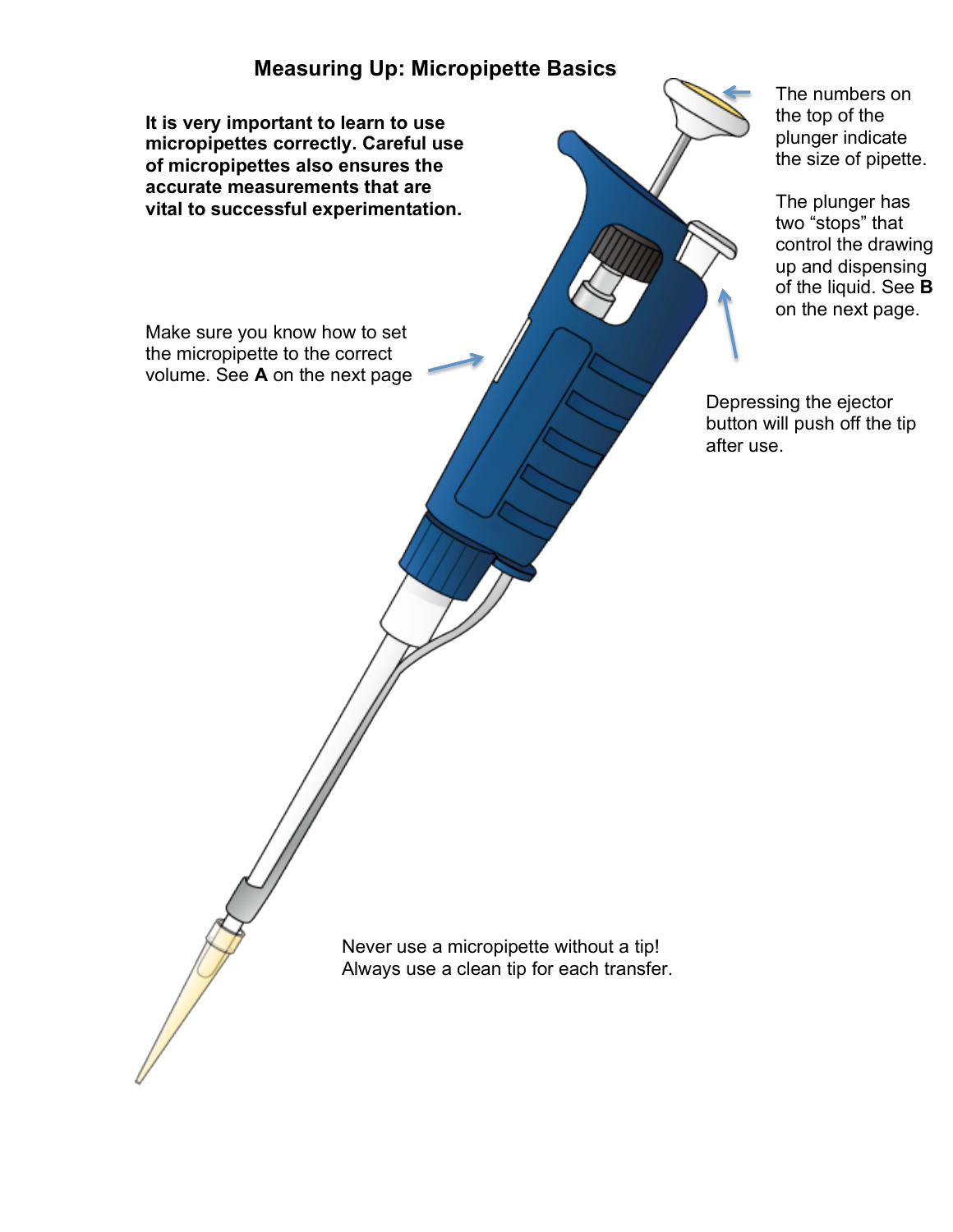## Measuring Up: Micropipette Basics

**It is very important to learn to use micropipettes correctly. Careful use of micropipettes also ensures the accurate measurements that are vital to successful experimentation.**

The numbers on the top of the plunger indicate the size of pipette.

The plunger has two “stops” that control the drawing up and dispensing of the liquid. See **B** on the next page.

Make sure you know how to set the micropipette to the correct volume. See **A** on the next page

Depressing the ejector button will push off the tip after use.

Never use a micropipette without a tip! Always use a clean tip for each transfer.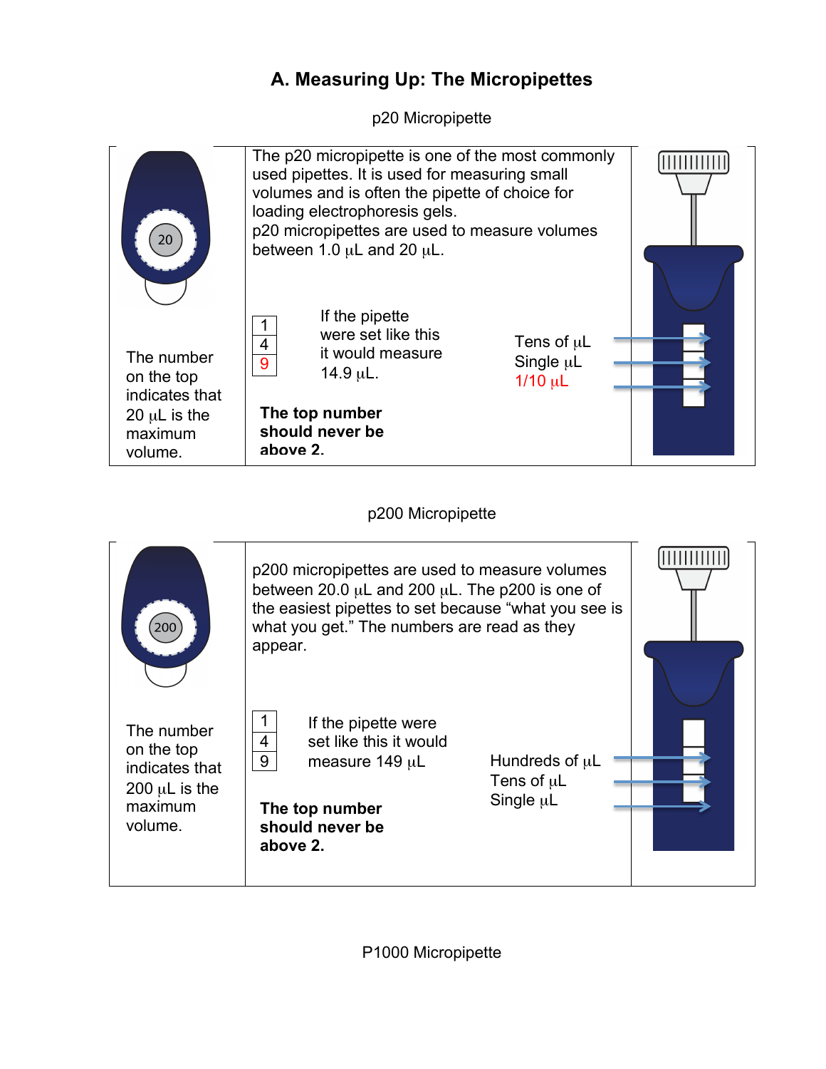## A. Measuring Up: The Micropipettes

p20 Micropipette

20

The number on the top indicates that 20 μL is the maximum volume.

The p20 micropipette is one of the most commonly used pipettes. It is used for measuring small volumes and is often the pipette of choice for loading electrophoresis gels.

p20 micropipettes are used to measure volumes between 1.0 μL and 20 μL.

1
4
9

If the pipette were set like this it would measure 14.9 μL.

Tens of μL
Single μL
1/10 μL

**The top number should never be above 2.**

p200 Micropipette

200

The number on the top indicates that 200 μL is the maximum volume.

p200 micropipettes are used to measure volumes between 20.0 μL and 200 μL. The p200 is one of the easiest pipettes to set because "what you see is what you get." The numbers are read as they appear.

1
4
9

If the pipette were set like this it would measure 149 μL

Hundreds of μL
Tens of μL
Single μL

**The top number should never be above 2.**

P1000 Micropipette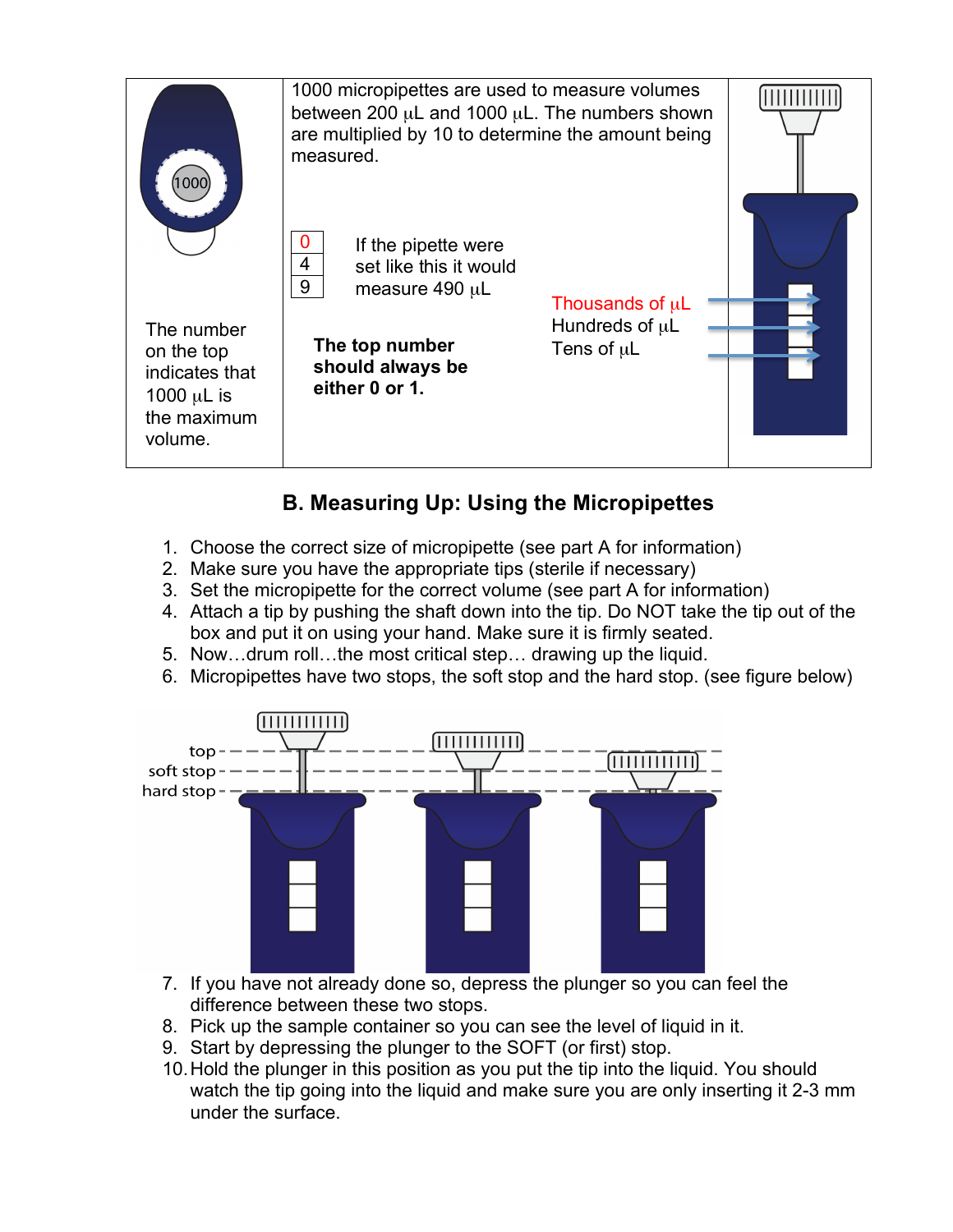| | | |
|---|---|---|
| The number on the top indicates that 1000 µL is the maximum volume. | 1000 micropipettes are used to measure volumes between 200 µL and 1000 µL. The numbers shown are multiplied by 10 to determine the amount being measured.<br><br>0<br>4<br>9<br>If the pipette were set like this it would measure 490 µL<br><br>**The top number should always be either 0 or 1.** | Thousands of µL<br>Hundreds of µL<br>Tens of µL |

## B. Measuring Up: Using the Micropipettes

1. Choose the correct size of micropipette (see part A for information)
2. Make sure you have the appropriate tips (sterile if necessary)
3. Set the micropipette for the correct volume (see part A for information)
4. Attach a tip by pushing the shaft down into the tip. Do NOT take the tip out of the box and put it on using your hand. Make sure it is firmly seated.
5. Now…drum roll…the most critical step… drawing up the liquid.
6. Micropipettes have two stops, the soft stop and the hard stop. (see figure below)

top
soft stop
hard stop

7. If you have not already done so, depress the plunger so you can feel the difference between these two stops.
8. Pick up the sample container so you can see the level of liquid in it.
9. Start by depressing the plunger to the SOFT (or first) stop.
10. Hold the plunger in this position as you put the tip into the liquid. You should watch the tip going into the liquid and make sure you are only inserting it 2-3 mm under the surface.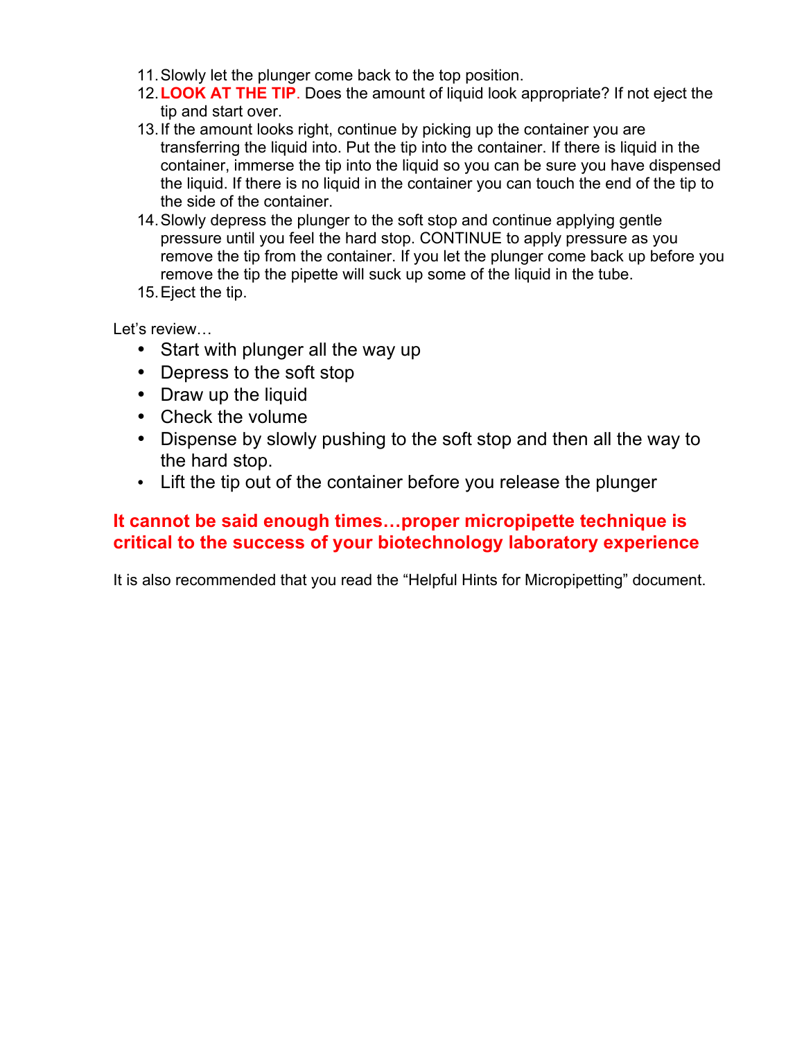11. Slowly let the plunger come back to the top position.
12. **LOOK AT THE TIP**. Does the amount of liquid look appropriate? If not eject the tip and start over.
13. If the amount looks right, continue by picking up the container you are transferring the liquid into. Put the tip into the container. If there is liquid in the container, immerse the tip into the liquid so you can be sure you have dispensed the liquid. If there is no liquid in the container you can touch the end of the tip to the side of the container.
14. Slowly depress the plunger to the soft stop and continue applying gentle pressure until you feel the hard stop. CONTINUE to apply pressure as you remove the tip from the container. If you let the plunger come back up before you remove the tip the pipette will suck up some of the liquid in the tube.
15. Eject the tip.

Let's review…

- Start with plunger all the way up
- Depress to the soft stop
- Draw up the liquid
- Check the volume
- Dispense by slowly pushing to the soft stop and then all the way to the hard stop.
- Lift the tip out of the container before you release the plunger

**It cannot be said enough times…proper micropipette technique is critical to the success of your biotechnology laboratory experience**

It is also recommended that you read the "Helpful Hints for Micropipetting" document.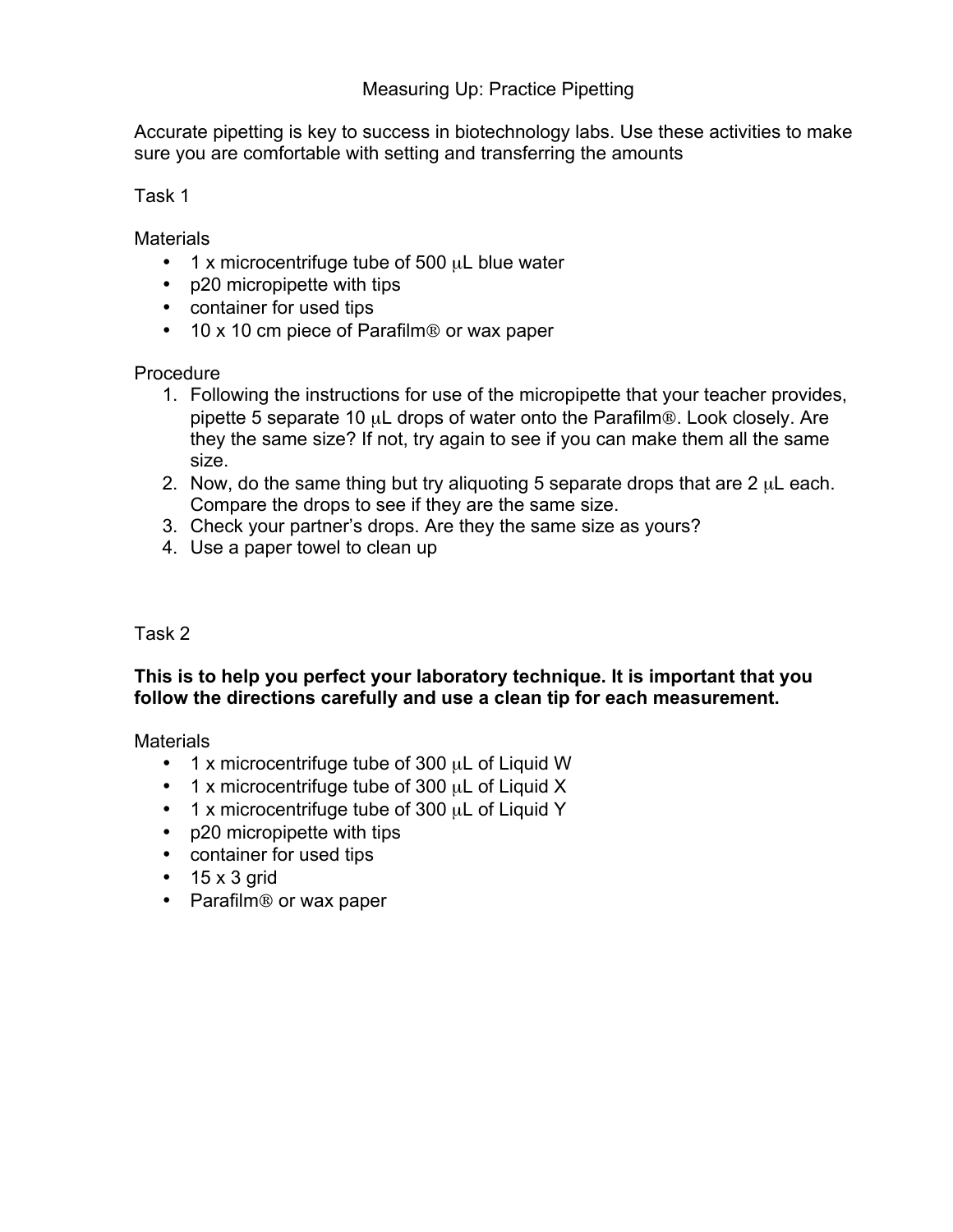# Measuring Up: Practice Pipetting

Accurate pipetting is key to success in biotechnology labs. Use these activities to make sure you are comfortable with setting and transferring the amounts

## Task 1

Materials

- 1 x microcentrifuge tube of 500 μL blue water
- p20 micropipette with tips
- container for used tips
- 10 x 10 cm piece of Parafilm® or wax paper

Procedure

1. Following the instructions for use of the micropipette that your teacher provides, pipette 5 separate 10 μL drops of water onto the Parafilm®. Look closely. Are they the same size? If not, try again to see if you can make them all the same size.
2. Now, do the same thing but try aliquoting 5 separate drops that are 2 μL each. Compare the drops to see if they are the same size.
3. Check your partner's drops. Are they the same size as yours?
4. Use a paper towel to clean up

## Task 2

**This is to help you perfect your laboratory technique. It is important that you follow the directions carefully and use a clean tip for each measurement.**

Materials

- 1 x microcentrifuge tube of 300 μL of Liquid W
- 1 x microcentrifuge tube of 300 μL of Liquid X
- 1 x microcentrifuge tube of 300 μL of Liquid Y
- p20 micropipette with tips
- container for used tips
- 15 x 3 grid
- Parafilm® or wax paper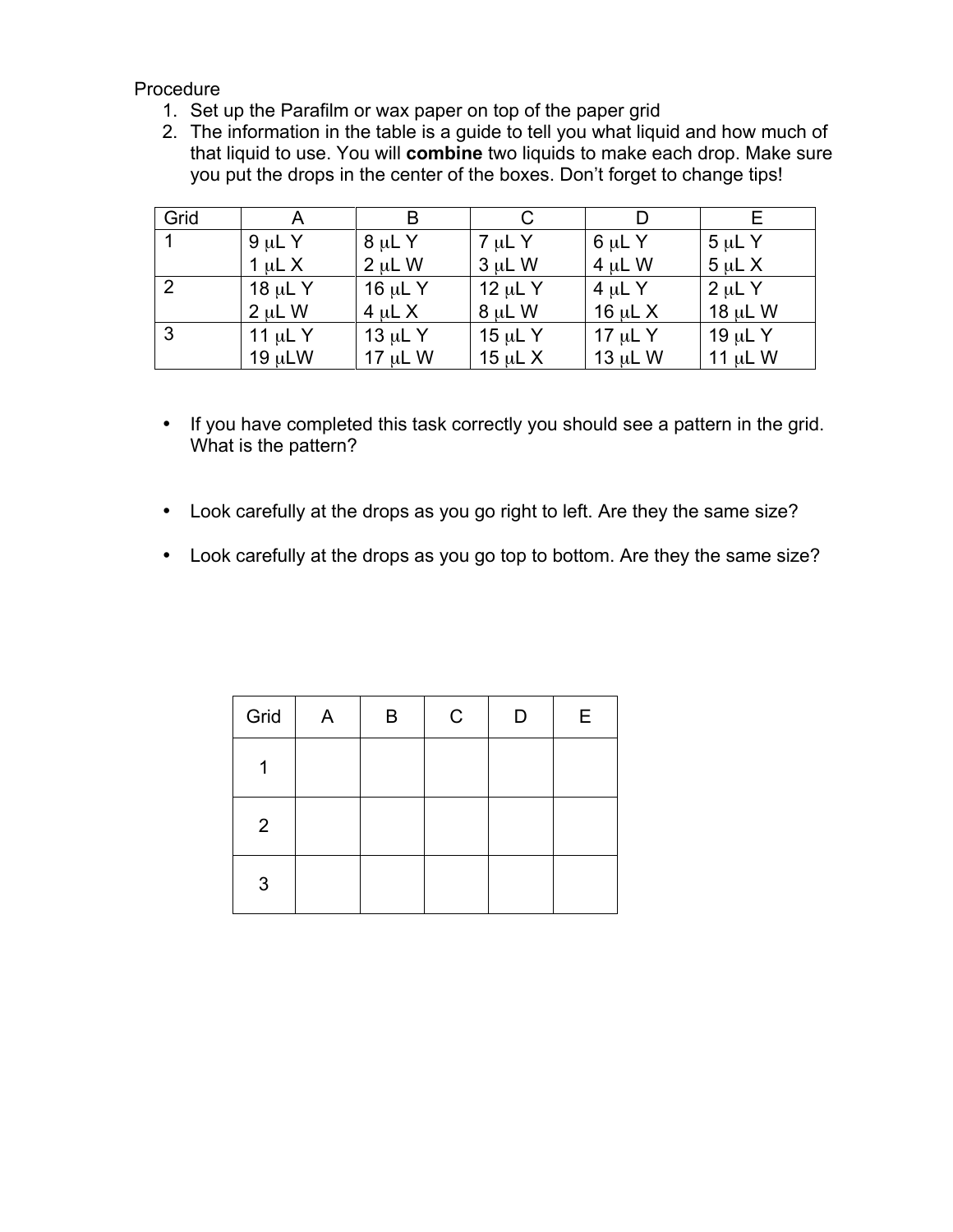Procedure

1. Set up the Parafilm or wax paper on top of the paper grid
2. The information in the table is a guide to tell you what liquid and how much of that liquid to use. You will **combine** two liquids to make each drop. Make sure you put the drops in the center of the boxes. Don't forget to change tips!

| Grid | A | B | C | D | E |
|---|---|---|---|---|---|
| 1 | 9 μL Y<br>1 μL X | 8 μL Y<br>2 μL W | 7 μL Y<br>3 μL W | 6 μL Y<br>4 μL W | 5 μL Y<br>5 μL X |
| 2 | 18 μL Y<br>2 μL W | 16 μL Y<br>4 μL X | 12 μL Y<br>8 μL W | 4 μL Y<br>16 μL X | 2 μL Y<br>18 μL W |
| 3 | 11 μL Y<br>19 μLW | 13 μL Y<br>17 μL W | 15 μL Y<br>15 μL X | 17 μL Y<br>13 μL W | 19 μL Y<br>11 μL W |

- If you have completed this task correctly you should see a pattern in the grid. What is the pattern?

- Look carefully at the drops as you go right to left. Are they the same size?

- Look carefully at the drops as you go top to bottom. Are they the same size?

| Grid | A | B | C | D | E |
|---|---|---|---|---|---|
| 1 | | | | | |
| 2 | | | | | |
| 3 | | | | | |